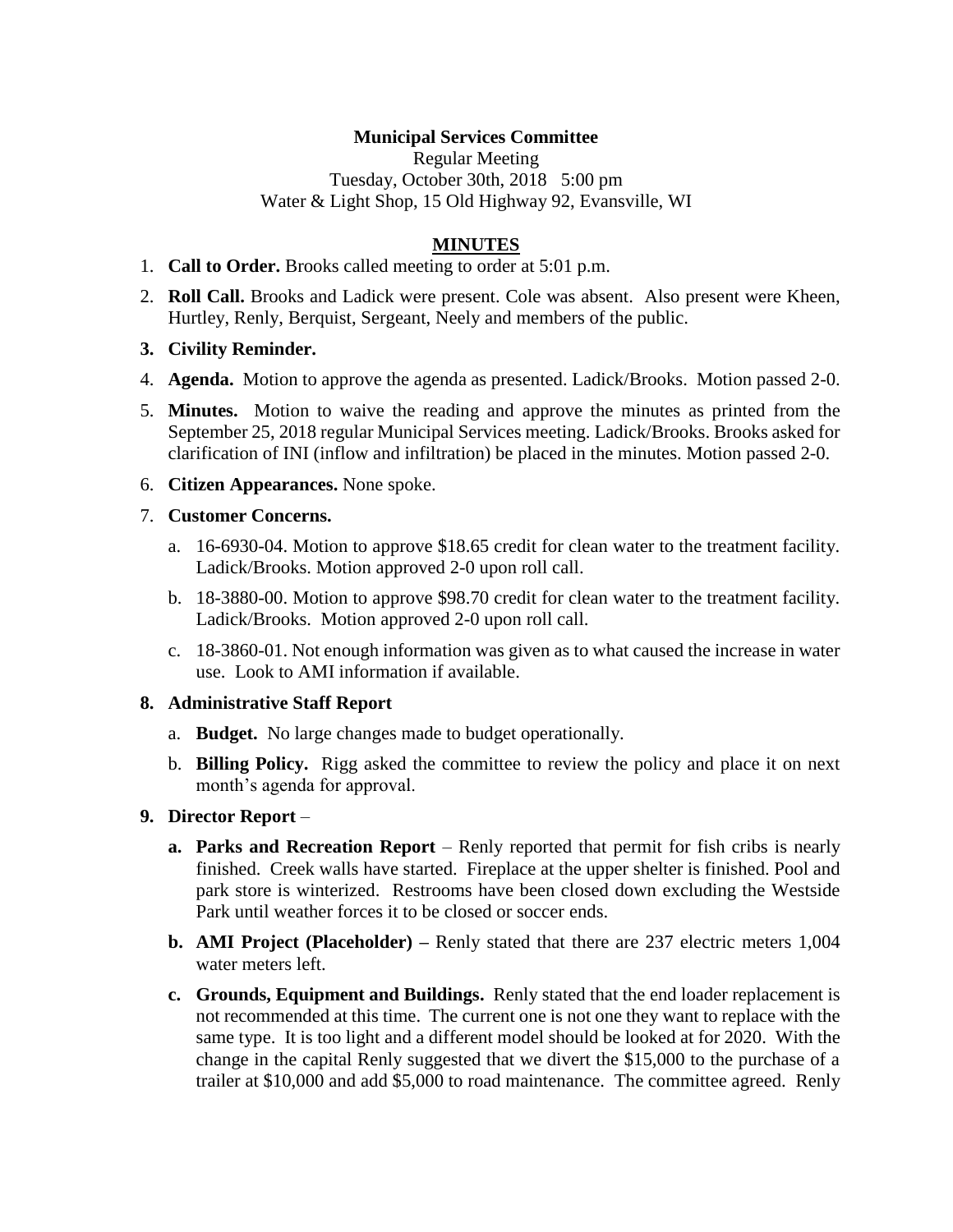**Municipal Services Committee**

Regular Meeting

Tuesday, October 30th, 2018 5:00 pm

Water & Light Shop, 15 Old Highway 92, Evansville, WI

**MINUTES**

1. **Call to Order.** Brooks called meeting to order at 5:01 p.m.
2. **Roll Call.** Brooks and Ladick were present. Cole was absent. Also present were Kheen, Hurtley, Renly, Berquist, Sergeant, Neely and members of the public.
3. **Civility Reminder.**
4. **Agenda.** Motion to approve the agenda as presented. Ladick/Brooks. Motion passed 2-0.
5. **Minutes.** Motion to waive the reading and approve the minutes as printed from the September 25, 2018 regular Municipal Services meeting. Ladick/Brooks. Brooks asked for clarification of INI (inflow and infiltration) be placed in the minutes. Motion passed 2-0.
6. **Citizen Appearances.** None spoke.
7. **Customer Concerns.**
   a. 16-6930-04. Motion to approve $18.65 credit for clean water to the treatment facility. Ladick/Brooks. Motion approved 2-0 upon roll call.
   b. 18-3880-00. Motion to approve $98.70 credit for clean water to the treatment facility. Ladick/Brooks. Motion approved 2-0 upon roll call.
   c. 18-3860-01. Not enough information was given as to what caused the increase in water use. Look to AMI information if available.
8. **Administrative Staff Report**
   a. **Budget.** No large changes made to budget operationally.
   b. **Billing Policy.** Rigg asked the committee to review the policy and place it on next month's agenda for approval.
9. **Director Report** –
   a. **Parks and Recreation Report** – Renly reported that permit for fish cribs is nearly finished. Creek walls have started. Fireplace at the upper shelter is finished. Pool and park store is winterized. Restrooms have been closed down excluding the Westside Park until weather forces it to be closed or soccer ends.
   b. **AMI Project (Placeholder) –** Renly stated that there are 237 electric meters 1,004 water meters left.
   c. **Grounds, Equipment and Buildings.** Renly stated that the end loader replacement is not recommended at this time. The current one is not one they want to replace with the same type. It is too light and a different model should be looked at for 2020. With the change in the capital Renly suggested that we divert the $15,000 to the purchase of a trailer at $10,000 and add $5,000 to road maintenance. The committee agreed. Renly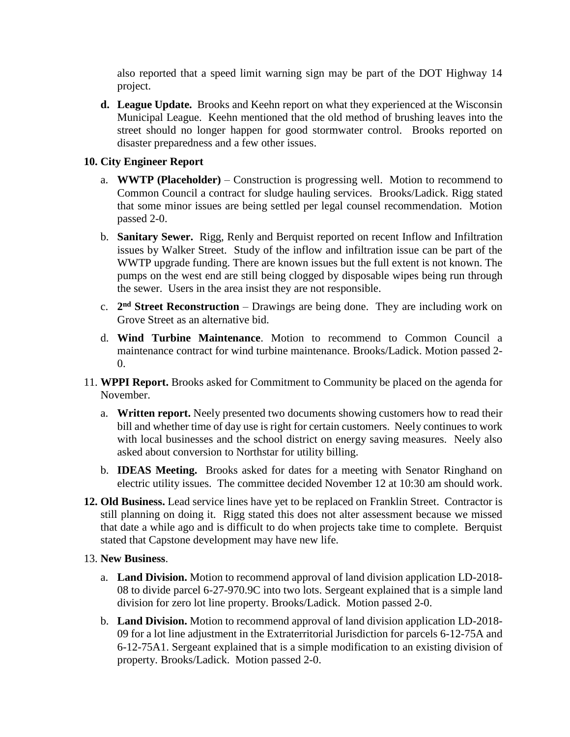also reported that a speed limit warning sign may be part of the DOT Highway 14 project.

**d. League Update.** Brooks and Keehn report on what they experienced at the Wisconsin Municipal League. Keehn mentioned that the old method of brushing leaves into the street should no longer happen for good stormwater control. Brooks reported on disaster preparedness and a few other issues.

**10. City Engineer Report**

a. **WWTP (Placeholder)** – Construction is progressing well. Motion to recommend to Common Council a contract for sludge hauling services. Brooks/Ladick. Rigg stated that some minor issues are being settled per legal counsel recommendation. Motion passed 2-0.

b. **Sanitary Sewer.** Rigg, Renly and Berquist reported on recent Inflow and Infiltration issues by Walker Street. Study of the inflow and infiltration issue can be part of the WWTP upgrade funding. There are known issues but the full extent is not known. The pumps on the west end are still being clogged by disposable wipes being run through the sewer. Users in the area insist they are not responsible.

c. **2nd Street Reconstruction** – Drawings are being done. They are including work on Grove Street as an alternative bid.

d. **Wind Turbine Maintenance**. Motion to recommend to Common Council a maintenance contract for wind turbine maintenance. Brooks/Ladick. Motion passed 2-0.

11. **WPPI Report.** Brooks asked for Commitment to Community be placed on the agenda for November.

a. **Written report.** Neely presented two documents showing customers how to read their bill and whether time of day use is right for certain customers. Neely continues to work with local businesses and the school district on energy saving measures. Neely also asked about conversion to Northstar for utility billing.

b. **IDEAS Meeting.** Brooks asked for dates for a meeting with Senator Ringhand on electric utility issues. The committee decided November 12 at 10:30 am should work.

**12. Old Business.** Lead service lines have yet to be replaced on Franklin Street. Contractor is still planning on doing it. Rigg stated this does not alter assessment because we missed that date a while ago and is difficult to do when projects take time to complete. Berquist stated that Capstone development may have new life.

13. **New Business**.

a. **Land Division.** Motion to recommend approval of land division application LD-2018-08 to divide parcel 6-27-970.9C into two lots. Sergeant explained that is a simple land division for zero lot line property. Brooks/Ladick. Motion passed 2-0.

b. **Land Division.** Motion to recommend approval of land division application LD-2018-09 for a lot line adjustment in the Extraterritorial Jurisdiction for parcels 6-12-75A and 6-12-75A1. Sergeant explained that is a simple modification to an existing division of property. Brooks/Ladick. Motion passed 2-0.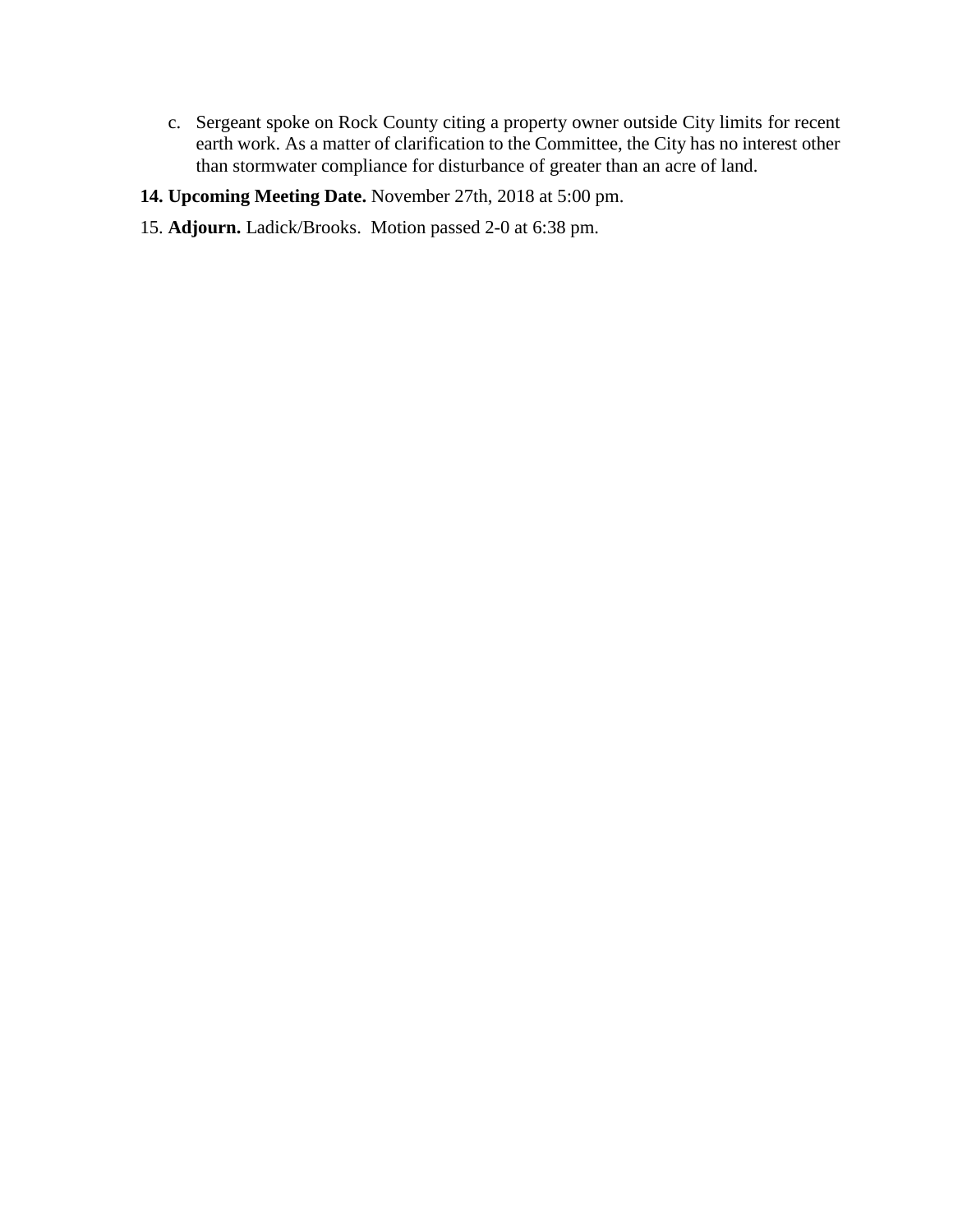c. Sergeant spoke on Rock County citing a property owner outside City limits for recent earth work. As a matter of clarification to the Committee, the City has no interest other than stormwater compliance for disturbance of greater than an acre of land.

**14. Upcoming Meeting Date.** November 27th, 2018 at 5:00 pm.

15. **Adjourn.** Ladick/Brooks. Motion passed 2-0 at 6:38 pm.